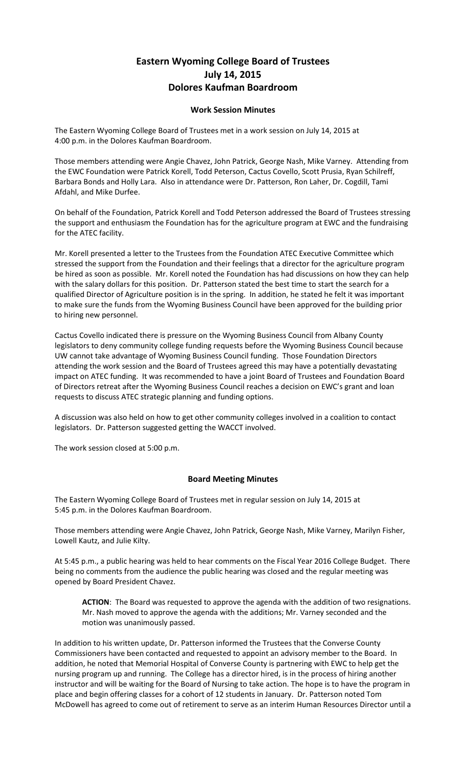# Eastern Wyoming College Board of Trustees
# July 14, 2015
# Dolores Kaufman Boardroom

### Work Session Minutes

The Eastern Wyoming College Board of Trustees met in a work session on July 14, 2015 at 4:00 p.m. in the Dolores Kaufman Boardroom.

Those members attending were Angie Chavez, John Patrick, George Nash, Mike Varney. Attending from the EWC Foundation were Patrick Korell, Todd Peterson, Cactus Covello, Scott Prusia, Ryan Schilreff, Barbara Bonds and Holly Lara. Also in attendance were Dr. Patterson, Ron Laher, Dr. Cogdill, Tami Afdahl, and Mike Durfee.

On behalf of the Foundation, Patrick Korell and Todd Peterson addressed the Board of Trustees stressing the support and enthusiasm the Foundation has for the agriculture program at EWC and the fundraising for the ATEC facility.

Mr. Korell presented a letter to the Trustees from the Foundation ATEC Executive Committee which stressed the support from the Foundation and their feelings that a director for the agriculture program be hired as soon as possible. Mr. Korell noted the Foundation has had discussions on how they can help with the salary dollars for this position. Dr. Patterson stated the best time to start the search for a qualified Director of Agriculture position is in the spring. In addition, he stated he felt it was important to make sure the funds from the Wyoming Business Council have been approved for the building prior to hiring new personnel.

Cactus Covello indicated there is pressure on the Wyoming Business Council from Albany County legislators to deny community college funding requests before the Wyoming Business Council because UW cannot take advantage of Wyoming Business Council funding. Those Foundation Directors attending the work session and the Board of Trustees agreed this may have a potentially devastating impact on ATEC funding. It was recommended to have a joint Board of Trustees and Foundation Board of Directors retreat after the Wyoming Business Council reaches a decision on EWC's grant and loan requests to discuss ATEC strategic planning and funding options.

A discussion was also held on how to get other community colleges involved in a coalition to contact legislators. Dr. Patterson suggested getting the WACCT involved.

The work session closed at 5:00 p.m.

### Board Meeting Minutes

The Eastern Wyoming College Board of Trustees met in regular session on July 14, 2015 at 5:45 p.m. in the Dolores Kaufman Boardroom.

Those members attending were Angie Chavez, John Patrick, George Nash, Mike Varney, Marilyn Fisher, Lowell Kautz, and Julie Kilty.

At 5:45 p.m., a public hearing was held to hear comments on the Fiscal Year 2016 College Budget. There being no comments from the audience the public hearing was closed and the regular meeting was opened by Board President Chavez.

> **ACTION**: The Board was requested to approve the agenda with the addition of two resignations. Mr. Nash moved to approve the agenda with the additions; Mr. Varney seconded and the motion was unanimously passed.

In addition to his written update, Dr. Patterson informed the Trustees that the Converse County Commissioners have been contacted and requested to appoint an advisory member to the Board. In addition, he noted that Memorial Hospital of Converse County is partnering with EWC to help get the nursing program up and running. The College has a director hired, is in the process of hiring another instructor and will be waiting for the Board of Nursing to take action. The hope is to have the program in place and begin offering classes for a cohort of 12 students in January. Dr. Patterson noted Tom McDowell has agreed to come out of retirement to serve as an interim Human Resources Director until a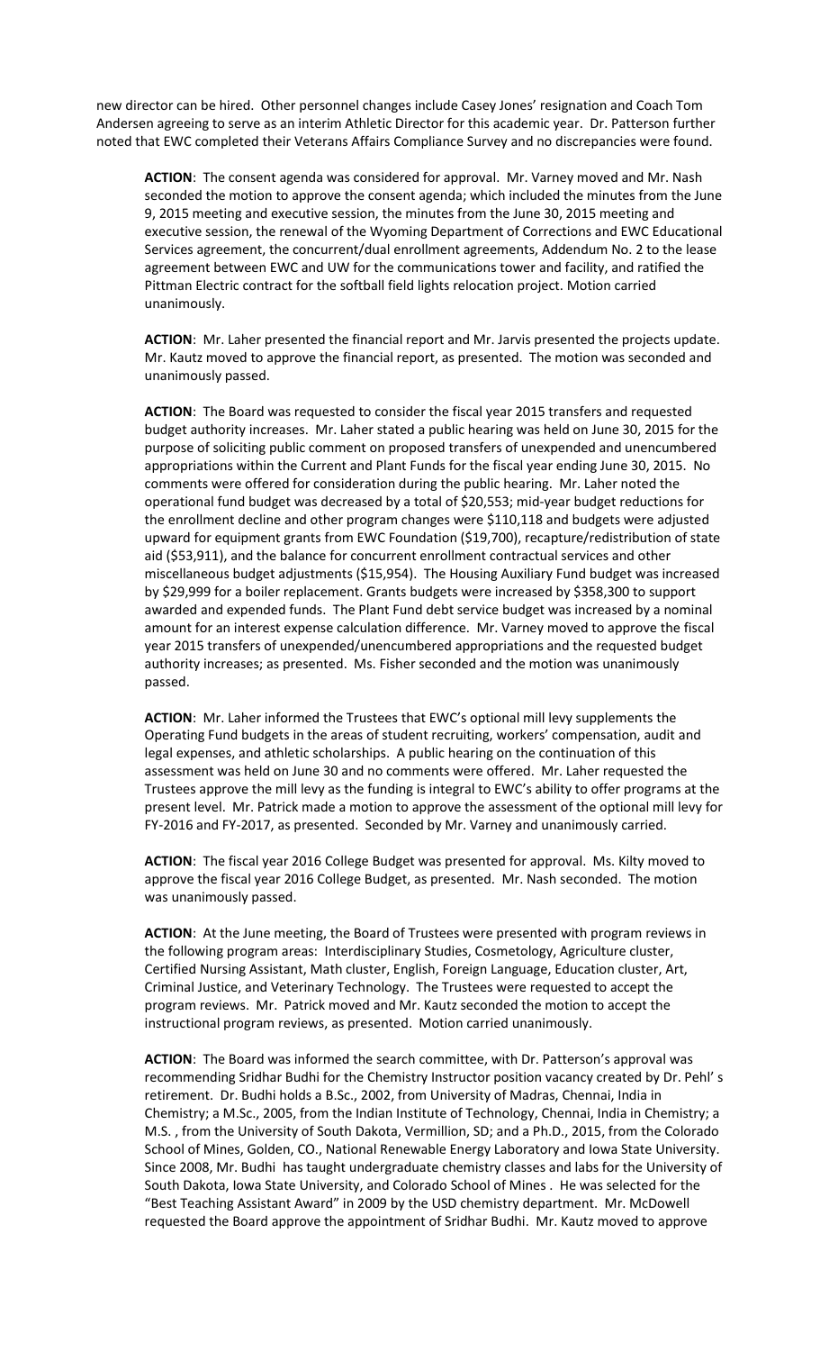new director can be hired. Other personnel changes include Casey Jones' resignation and Coach Tom Andersen agreeing to serve as an interim Athletic Director for this academic year. Dr. Patterson further noted that EWC completed their Veterans Affairs Compliance Survey and no discrepancies were found.

**ACTION**: The consent agenda was considered for approval. Mr. Varney moved and Mr. Nash seconded the motion to approve the consent agenda; which included the minutes from the June 9, 2015 meeting and executive session, the minutes from the June 30, 2015 meeting and executive session, the renewal of the Wyoming Department of Corrections and EWC Educational Services agreement, the concurrent/dual enrollment agreements, Addendum No. 2 to the lease agreement between EWC and UW for the communications tower and facility, and ratified the Pittman Electric contract for the softball field lights relocation project. Motion carried unanimously.

**ACTION**: Mr. Laher presented the financial report and Mr. Jarvis presented the projects update. Mr. Kautz moved to approve the financial report, as presented. The motion was seconded and unanimously passed.

**ACTION**: The Board was requested to consider the fiscal year 2015 transfers and requested budget authority increases. Mr. Laher stated a public hearing was held on June 30, 2015 for the purpose of soliciting public comment on proposed transfers of unexpended and unencumbered appropriations within the Current and Plant Funds for the fiscal year ending June 30, 2015. No comments were offered for consideration during the public hearing. Mr. Laher noted the operational fund budget was decreased by a total of $20,553; mid-year budget reductions for the enrollment decline and other program changes were $110,118 and budgets were adjusted upward for equipment grants from EWC Foundation ($19,700), recapture/redistribution of state aid ($53,911), and the balance for concurrent enrollment contractual services and other miscellaneous budget adjustments ($15,954). The Housing Auxiliary Fund budget was increased by $29,999 for a boiler replacement. Grants budgets were increased by $358,300 to support awarded and expended funds. The Plant Fund debt service budget was increased by a nominal amount for an interest expense calculation difference. Mr. Varney moved to approve the fiscal year 2015 transfers of unexpended/unencumbered appropriations and the requested budget authority increases; as presented. Ms. Fisher seconded and the motion was unanimously passed.

**ACTION**: Mr. Laher informed the Trustees that EWC's optional mill levy supplements the Operating Fund budgets in the areas of student recruiting, workers' compensation, audit and legal expenses, and athletic scholarships. A public hearing on the continuation of this assessment was held on June 30 and no comments were offered. Mr. Laher requested the Trustees approve the mill levy as the funding is integral to EWC's ability to offer programs at the present level. Mr. Patrick made a motion to approve the assessment of the optional mill levy for FY-2016 and FY-2017, as presented. Seconded by Mr. Varney and unanimously carried.

**ACTION**: The fiscal year 2016 College Budget was presented for approval. Ms. Kilty moved to approve the fiscal year 2016 College Budget, as presented. Mr. Nash seconded. The motion was unanimously passed.

**ACTION**: At the June meeting, the Board of Trustees were presented with program reviews in the following program areas: Interdisciplinary Studies, Cosmetology, Agriculture cluster, Certified Nursing Assistant, Math cluster, English, Foreign Language, Education cluster, Art, Criminal Justice, and Veterinary Technology. The Trustees were requested to accept the program reviews. Mr. Patrick moved and Mr. Kautz seconded the motion to accept the instructional program reviews, as presented. Motion carried unanimously.

**ACTION**: The Board was informed the search committee, with Dr. Patterson's approval was recommending Sridhar Budhi for the Chemistry Instructor position vacancy created by Dr. Pehl' s retirement. Dr. Budhi holds a B.Sc., 2002, from University of Madras, Chennai, India in Chemistry; a M.Sc., 2005, from the Indian Institute of Technology, Chennai, India in Chemistry; a M.S. , from the University of South Dakota, Vermillion, SD; and a Ph.D., 2015, from the Colorado School of Mines, Golden, CO., National Renewable Energy Laboratory and Iowa State University. Since 2008, Mr. Budhi has taught undergraduate chemistry classes and labs for the University of South Dakota, Iowa State University, and Colorado School of Mines . He was selected for the "Best Teaching Assistant Award" in 2009 by the USD chemistry department. Mr. McDowell requested the Board approve the appointment of Sridhar Budhi. Mr. Kautz moved to approve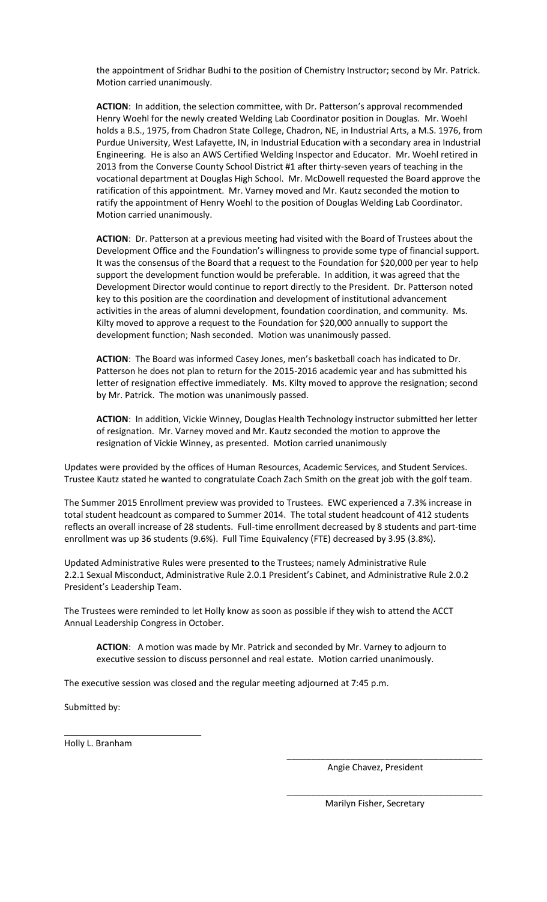the appointment of Sridhar Budhi to the position of Chemistry Instructor; second by Mr. Patrick. Motion carried unanimously.

**ACTION**: In addition, the selection committee, with Dr. Patterson's approval recommended Henry Woehl for the newly created Welding Lab Coordinator position in Douglas. Mr. Woehl holds a B.S., 1975, from Chadron State College, Chadron, NE, in Industrial Arts, a M.S. 1976, from Purdue University, West Lafayette, IN, in Industrial Education with a secondary area in Industrial Engineering. He is also an AWS Certified Welding Inspector and Educator. Mr. Woehl retired in 2013 from the Converse County School District #1 after thirty-seven years of teaching in the vocational department at Douglas High School. Mr. McDowell requested the Board approve the ratification of this appointment. Mr. Varney moved and Mr. Kautz seconded the motion to ratify the appointment of Henry Woehl to the position of Douglas Welding Lab Coordinator. Motion carried unanimously.

**ACTION**: Dr. Patterson at a previous meeting had visited with the Board of Trustees about the Development Office and the Foundation's willingness to provide some type of financial support. It was the consensus of the Board that a request to the Foundation for $20,000 per year to help support the development function would be preferable. In addition, it was agreed that the Development Director would continue to report directly to the President. Dr. Patterson noted key to this position are the coordination and development of institutional advancement activities in the areas of alumni development, foundation coordination, and community. Ms. Kilty moved to approve a request to the Foundation for $20,000 annually to support the development function; Nash seconded. Motion was unanimously passed.

**ACTION**: The Board was informed Casey Jones, men's basketball coach has indicated to Dr. Patterson he does not plan to return for the 2015-2016 academic year and has submitted his letter of resignation effective immediately. Ms. Kilty moved to approve the resignation; second by Mr. Patrick. The motion was unanimously passed.

**ACTION**: In addition, Vickie Winney, Douglas Health Technology instructor submitted her letter of resignation. Mr. Varney moved and Mr. Kautz seconded the motion to approve the resignation of Vickie Winney, as presented. Motion carried unanimously

Updates were provided by the offices of Human Resources, Academic Services, and Student Services. Trustee Kautz stated he wanted to congratulate Coach Zach Smith on the great job with the golf team.

The Summer 2015 Enrollment preview was provided to Trustees. EWC experienced a 7.3% increase in total student headcount as compared to Summer 2014. The total student headcount of 412 students reflects an overall increase of 28 students. Full-time enrollment decreased by 8 students and part-time enrollment was up 36 students (9.6%). Full Time Equivalency (FTE) decreased by 3.95 (3.8%).

Updated Administrative Rules were presented to the Trustees; namely Administrative Rule 2.2.1 Sexual Misconduct, Administrative Rule 2.0.1 President's Cabinet, and Administrative Rule 2.0.2 President's Leadership Team.

The Trustees were reminded to let Holly know as soon as possible if they wish to attend the ACCT Annual Leadership Congress in October.

**ACTION**: A motion was made by Mr. Patrick and seconded by Mr. Varney to adjourn to executive session to discuss personnel and real estate. Motion carried unanimously.

The executive session was closed and the regular meeting adjourned at 7:45 p.m.

Submitted by:

\_\_\_\_\_\_\_\_\_\_\_\_\_\_\_\_\_\_\_\_\_\_\_\_\_\_\_\_
Holly L. Branham

\_\_\_\_\_\_\_\_\_\_\_\_\_\_\_\_\_\_\_\_\_\_\_\_\_\_\_\_\_\_\_\_\_\_\_\_\_\_\_\_
Angie Chavez, President

\_\_\_\_\_\_\_\_\_\_\_\_\_\_\_\_\_\_\_\_\_\_\_\_\_\_\_\_\_\_\_\_\_\_\_\_\_\_\_\_
Marilyn Fisher, Secretary